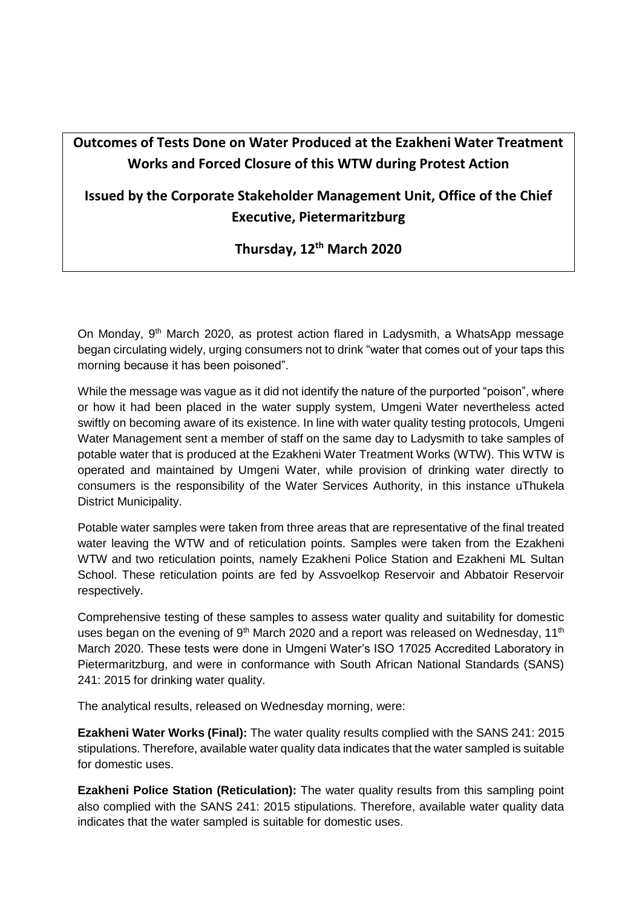**Outcomes of Tests Done on Water Produced at the Ezakheni Water Treatment Works and Forced Closure of this WTW during Protest Action**

**Issued by the Corporate Stakeholder Management Unit, Office of the Chief Executive, Pietermaritzburg**

**Thursday, 12th March 2020**

On Monday, 9th March 2020, as protest action flared in Ladysmith, a WhatsApp message began circulating widely, urging consumers not to drink "water that comes out of your taps this morning because it has been poisoned".

While the message was vague as it did not identify the nature of the purported "poison", where or how it had been placed in the water supply system, Umgeni Water nevertheless acted swiftly on becoming aware of its existence. In line with water quality testing protocols, Umgeni Water Management sent a member of staff on the same day to Ladysmith to take samples of potable water that is produced at the Ezakheni Water Treatment Works (WTW). This WTW is operated and maintained by Umgeni Water, while provision of drinking water directly to consumers is the responsibility of the Water Services Authority, in this instance uThukela District Municipality.

Potable water samples were taken from three areas that are representative of the final treated water leaving the WTW and of reticulation points. Samples were taken from the Ezakheni WTW and two reticulation points, namely Ezakheni Police Station and Ezakheni ML Sultan School. These reticulation points are fed by Assvoelkop Reservoir and Abbatoir Reservoir respectively.

Comprehensive testing of these samples to assess water quality and suitability for domestic uses began on the evening of 9th March 2020 and a report was released on Wednesday, 11th March 2020. These tests were done in Umgeni Water's ISO 17025 Accredited Laboratory in Pietermaritzburg, and were in conformance with South African National Standards (SANS) 241: 2015 for drinking water quality.

The analytical results, released on Wednesday morning, were:

**Ezakheni Water Works (Final):** The water quality results complied with the SANS 241: 2015 stipulations. Therefore, available water quality data indicates that the water sampled is suitable for domestic uses.

**Ezakheni Police Station (Reticulation):** The water quality results from this sampling point also complied with the SANS 241: 2015 stipulations. Therefore, available water quality data indicates that the water sampled is suitable for domestic uses.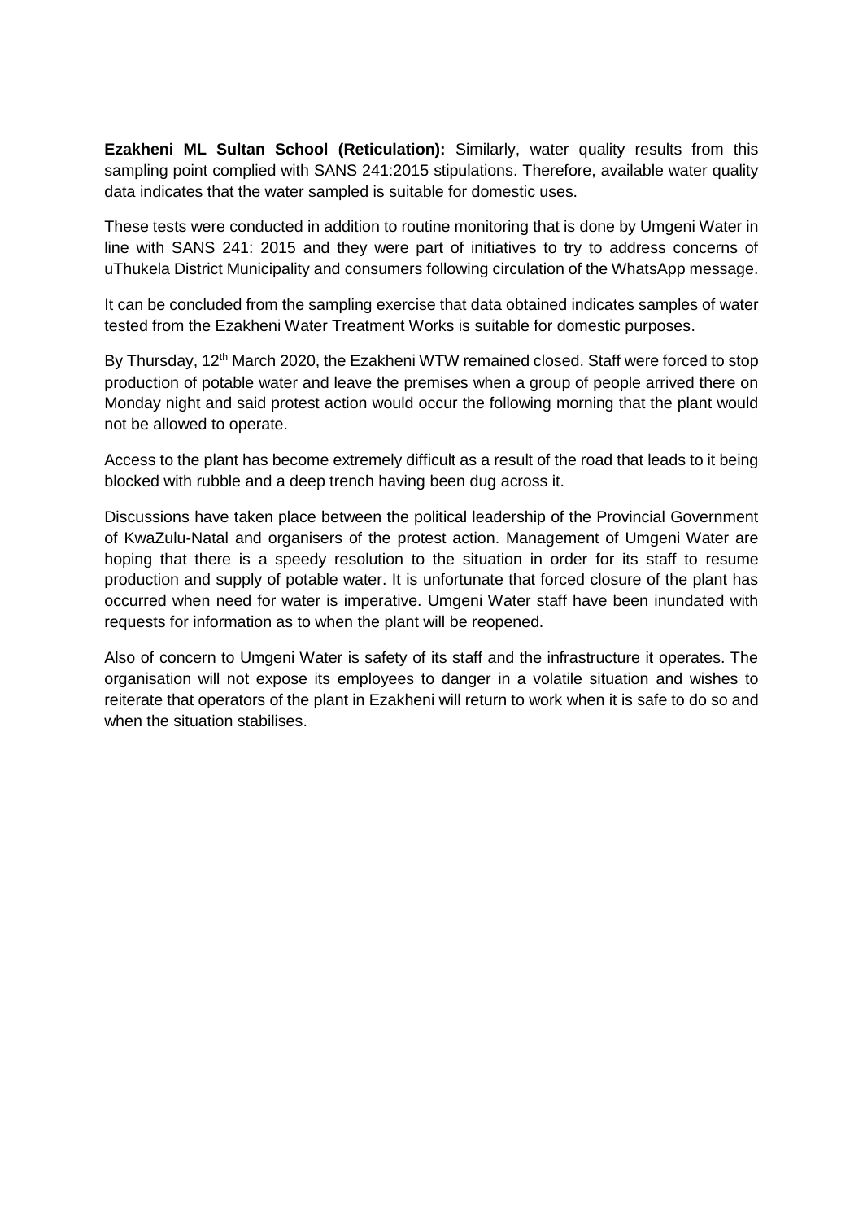**Ezakheni ML Sultan School (Reticulation):** Similarly, water quality results from this sampling point complied with SANS 241:2015 stipulations. Therefore, available water quality data indicates that the water sampled is suitable for domestic uses.

These tests were conducted in addition to routine monitoring that is done by Umgeni Water in line with SANS 241: 2015 and they were part of initiatives to try to address concerns of uThukela District Municipality and consumers following circulation of the WhatsApp message.

It can be concluded from the sampling exercise that data obtained indicates samples of water tested from the Ezakheni Water Treatment Works is suitable for domestic purposes.

By Thursday, 12th March 2020, the Ezakheni WTW remained closed. Staff were forced to stop production of potable water and leave the premises when a group of people arrived there on Monday night and said protest action would occur the following morning that the plant would not be allowed to operate.

Access to the plant has become extremely difficult as a result of the road that leads to it being blocked with rubble and a deep trench having been dug across it.

Discussions have taken place between the political leadership of the Provincial Government of KwaZulu-Natal and organisers of the protest action. Management of Umgeni Water are hoping that there is a speedy resolution to the situation in order for its staff to resume production and supply of potable water. It is unfortunate that forced closure of the plant has occurred when need for water is imperative. Umgeni Water staff have been inundated with requests for information as to when the plant will be reopened.

Also of concern to Umgeni Water is safety of its staff and the infrastructure it operates. The organisation will not expose its employees to danger in a volatile situation and wishes to reiterate that operators of the plant in Ezakheni will return to work when it is safe to do so and when the situation stabilises.